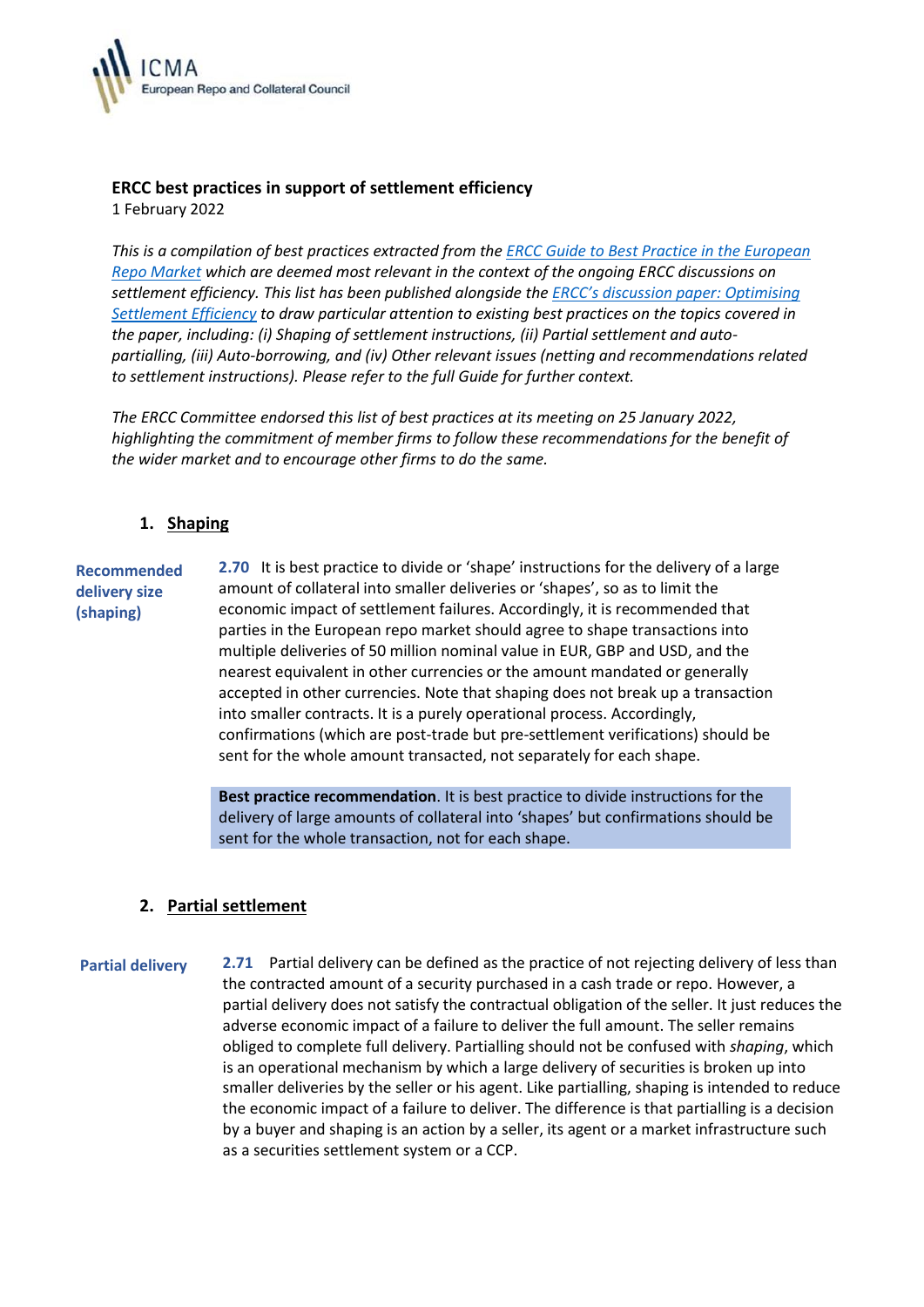ICMA
European Repo and Collateral Council

# ERCC best practices in support of settlement efficiency

1 February 2022

*This is a compilation of best practices extracted from the [ERCC Guide to Best Practice in the European Repo Market]() which are deemed most relevant in the context of the ongoing ERCC discussions on settlement efficiency. This list has been published alongside the [ERCC's discussion paper: Optimising Settlement Efficiency]() to draw particular attention to existing best practices on the topics covered in the paper, including: (i) Shaping of settlement instructions, (ii) Partial settlement and auto-partialling, (iii) Auto-borrowing, and (iv) Other relevant issues (netting and recommendations related to settlement instructions). Please refer to the full Guide for further context.*

*The ERCC Committee endorsed this list of best practices at its meeting on 25 January 2022, highlighting the commitment of member firms to follow these recommendations for the benefit of the wider market and to encourage other firms to do the same.*

## 1. Shaping

**Recommended delivery size (shaping)**

**2.70** It is best practice to divide or 'shape' instructions for the delivery of a large amount of collateral into smaller deliveries or 'shapes', so as to limit the economic impact of settlement failures. Accordingly, it is recommended that parties in the European repo market should agree to shape transactions into multiple deliveries of 50 million nominal value in EUR, GBP and USD, and the nearest equivalent in other currencies or the amount mandated or generally accepted in other currencies. Note that shaping does not break up a transaction into smaller contracts. It is a purely operational process. Accordingly, confirmations (which are post-trade but pre-settlement verifications) should be sent for the whole amount transacted, not separately for each shape.

**Best practice recommendation**. It is best practice to divide instructions for the delivery of large amounts of collateral into 'shapes' but confirmations should be sent for the whole transaction, not for each shape.

## 2. Partial settlement

**Partial delivery**

**2.71** Partial delivery can be defined as the practice of not rejecting delivery of less than the contracted amount of a security purchased in a cash trade or repo. However, a partial delivery does not satisfy the contractual obligation of the seller. It just reduces the adverse economic impact of a failure to deliver the full amount. The seller remains obliged to complete full delivery. Partialling should not be confused with *shaping*, which is an operational mechanism by which a large delivery of securities is broken up into smaller deliveries by the seller or his agent. Like partialling, shaping is intended to reduce the economic impact of a failure to deliver. The difference is that partialling is a decision by a buyer and shaping is an action by a seller, its agent or a market infrastructure such as a securities settlement system or a CCP.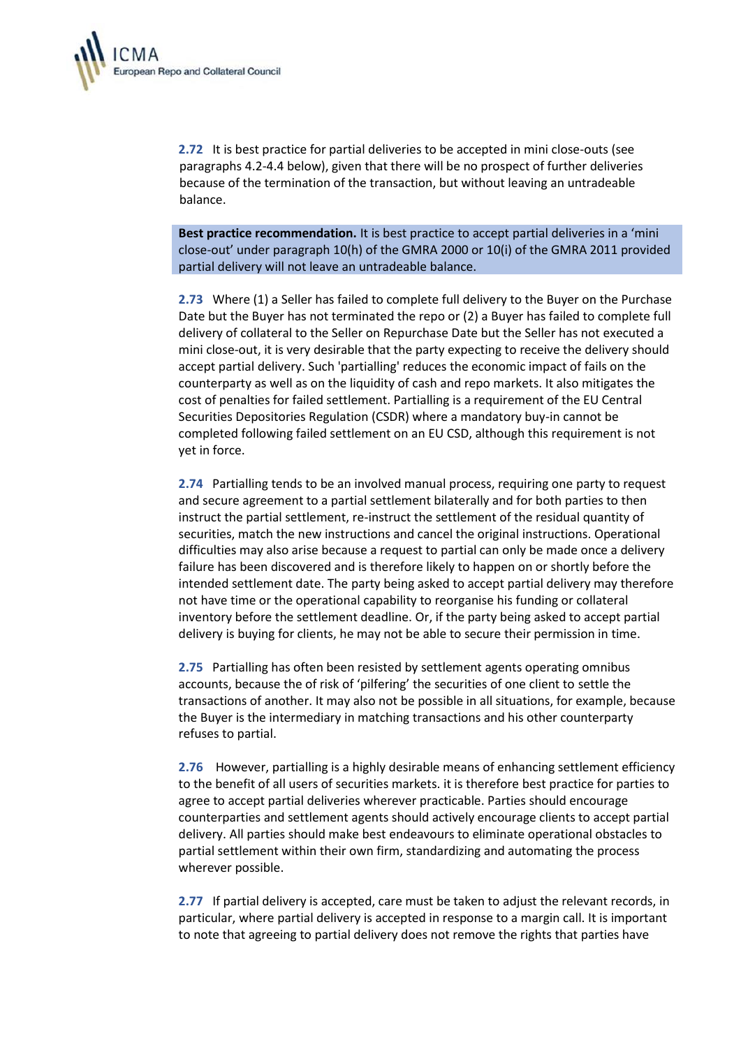**2.72** It is best practice for partial deliveries to be accepted in mini close-outs (see paragraphs 4.2-4.4 below), given that there will be no prospect of further deliveries because of the termination of the transaction, but without leaving an untradeable balance.

**Best practice recommendation.** It is best practice to accept partial deliveries in a 'mini close-out' under paragraph 10(h) of the GMRA 2000 or 10(i) of the GMRA 2011 provided partial delivery will not leave an untradeable balance.

**2.73** Where (1) a Seller has failed to complete full delivery to the Buyer on the Purchase Date but the Buyer has not terminated the repo or (2) a Buyer has failed to complete full delivery of collateral to the Seller on Repurchase Date but the Seller has not executed a mini close-out, it is very desirable that the party expecting to receive the delivery should accept partial delivery. Such 'partialling' reduces the economic impact of fails on the counterparty as well as on the liquidity of cash and repo markets. It also mitigates the cost of penalties for failed settlement. Partialling is a requirement of the EU Central Securities Depositories Regulation (CSDR) where a mandatory buy-in cannot be completed following failed settlement on an EU CSD, although this requirement is not yet in force.

**2.74** Partialling tends to be an involved manual process, requiring one party to request and secure agreement to a partial settlement bilaterally and for both parties to then instruct the partial settlement, re-instruct the settlement of the residual quantity of securities, match the new instructions and cancel the original instructions. Operational difficulties may also arise because a request to partial can only be made once a delivery failure has been discovered and is therefore likely to happen on or shortly before the intended settlement date. The party being asked to accept partial delivery may therefore not have time or the operational capability to reorganise his funding or collateral inventory before the settlement deadline. Or, if the party being asked to accept partial delivery is buying for clients, he may not be able to secure their permission in time.

**2.75** Partialling has often been resisted by settlement agents operating omnibus accounts, because the of risk of 'pilfering' the securities of one client to settle the transactions of another. It may also not be possible in all situations, for example, because the Buyer is the intermediary in matching transactions and his other counterparty refuses to partial.

**2.76** However, partialling is a highly desirable means of enhancing settlement efficiency to the benefit of all users of securities markets. it is therefore best practice for parties to agree to accept partial deliveries wherever practicable. Parties should encourage counterparties and settlement agents should actively encourage clients to accept partial delivery. All parties should make best endeavours to eliminate operational obstacles to partial settlement within their own firm, standardizing and automating the process wherever possible.

**2.77** If partial delivery is accepted, care must be taken to adjust the relevant records, in particular, where partial delivery is accepted in response to a margin call. It is important to note that agreeing to partial delivery does not remove the rights that parties have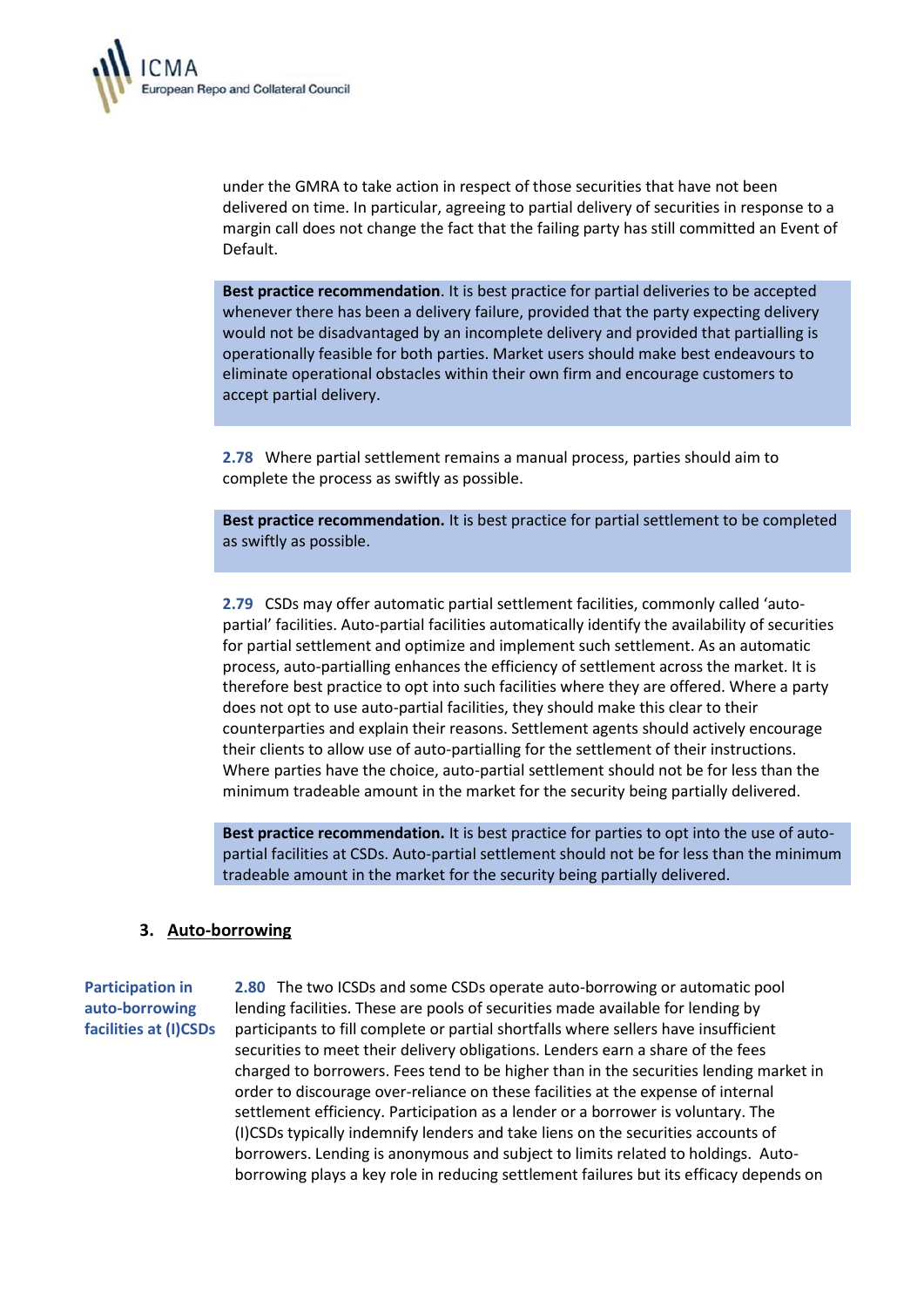under the GMRA to take action in respect of those securities that have not been delivered on time. In particular, agreeing to partial delivery of securities in response to a margin call does not change the fact that the failing party has still committed an Event of Default.

> **Best practice recommendation**. It is best practice for partial deliveries to be accepted whenever there has been a delivery failure, provided that the party expecting delivery would not be disadvantaged by an incomplete delivery and provided that partialling is operationally feasible for both parties. Market users should make best endeavours to eliminate operational obstacles within their own firm and encourage customers to accept partial delivery.

**2.78** Where partial settlement remains a manual process, parties should aim to complete the process as swiftly as possible.

> **Best practice recommendation.** It is best practice for partial settlement to be completed as swiftly as possible.

**2.79** CSDs may offer automatic partial settlement facilities, commonly called 'auto-partial' facilities. Auto-partial facilities automatically identify the availability of securities for partial settlement and optimize and implement such settlement. As an automatic process, auto-partialling enhances the efficiency of settlement across the market. It is therefore best practice to opt into such facilities where they are offered. Where a party does not opt to use auto-partial facilities, they should make this clear to their counterparties and explain their reasons. Settlement agents should actively encourage their clients to allow use of auto-partialling for the settlement of their instructions. Where parties have the choice, auto-partial settlement should not be for less than the minimum tradeable amount in the market for the security being partially delivered.

> **Best practice recommendation.** It is best practice for parties to opt into the use of auto-partial facilities at CSDs. Auto-partial settlement should not be for less than the minimum tradeable amount in the market for the security being partially delivered.

## 3. Auto-borrowing

**Participation in auto-borrowing facilities at (I)CSDs**

**2.80** The two ICSDs and some CSDs operate auto-borrowing or automatic pool lending facilities. These are pools of securities made available for lending by participants to fill complete or partial shortfalls where sellers have insufficient securities to meet their delivery obligations. Lenders earn a share of the fees charged to borrowers. Fees tend to be higher than in the securities lending market in order to discourage over-reliance on these facilities at the expense of internal settlement efficiency. Participation as a lender or a borrower is voluntary. The (I)CSDs typically indemnify lenders and take liens on the securities accounts of borrowers. Lending is anonymous and subject to limits related to holdings. Auto-borrowing plays a key role in reducing settlement failures but its efficacy depends on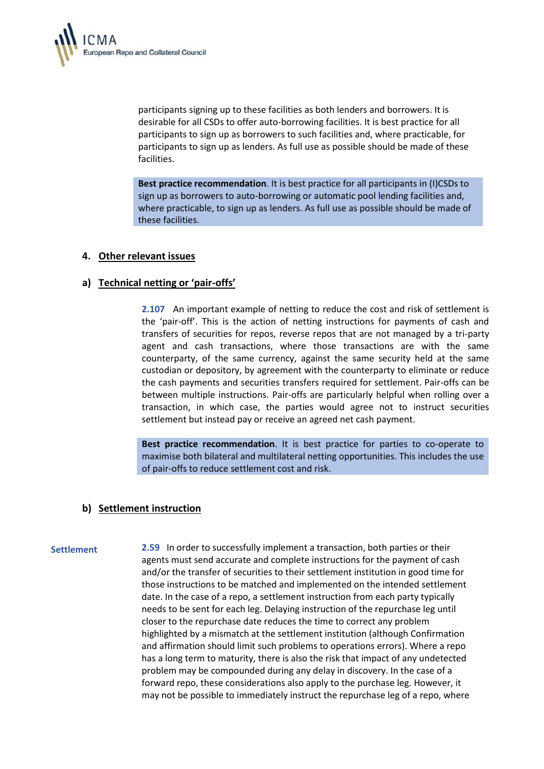participants signing up to these facilities as both lenders and borrowers. It is desirable for all CSDs to offer auto-borrowing facilities. It is best practice for all participants to sign up as borrowers to such facilities and, where practicable, for participants to sign up as lenders. As full use as possible should be made of these facilities.

**Best practice recommendation**. It is best practice for all participants in (I)CSDs to sign up as borrowers to auto-borrowing or automatic pool lending facilities and, where practicable, to sign up as lenders. As full use as possible should be made of these facilities.

## 4. Other relevant issues

### a) Technical netting or 'pair-offs'

**2.107** An important example of netting to reduce the cost and risk of settlement is the 'pair-off'. This is the action of netting instructions for payments of cash and transfers of securities for repos, reverse repos that are not managed by a tri-party agent and cash transactions, where those transactions are with the same counterparty, of the same currency, against the same security held at the same custodian or depository, by agreement with the counterparty to eliminate or reduce the cash payments and securities transfers required for settlement. Pair-offs can be between multiple instructions. Pair-offs are particularly helpful when rolling over a transaction, in which case, the parties would agree not to instruct securities settlement but instead pay or receive an agreed net cash payment.

**Best practice recommendation**. It is best practice for parties to co-operate to maximise both bilateral and multilateral netting opportunities. This includes the use of pair-offs to reduce settlement cost and risk.

### b) Settlement instruction

**Settlement**

**2.59** In order to successfully implement a transaction, both parties or their agents must send accurate and complete instructions for the payment of cash and/or the transfer of securities to their settlement institution in good time for those instructions to be matched and implemented on the intended settlement date. In the case of a repo, a settlement instruction from each party typically needs to be sent for each leg. Delaying instruction of the repurchase leg until closer to the repurchase date reduces the time to correct any problem highlighted by a mismatch at the settlement institution (although Confirmation and affirmation should limit such problems to operations errors). Where a repo has a long term to maturity, there is also the risk that impact of any undetected problem may be compounded during any delay in discovery. In the case of a forward repo, these considerations also apply to the purchase leg. However, it may not be possible to immediately instruct the repurchase leg of a repo, where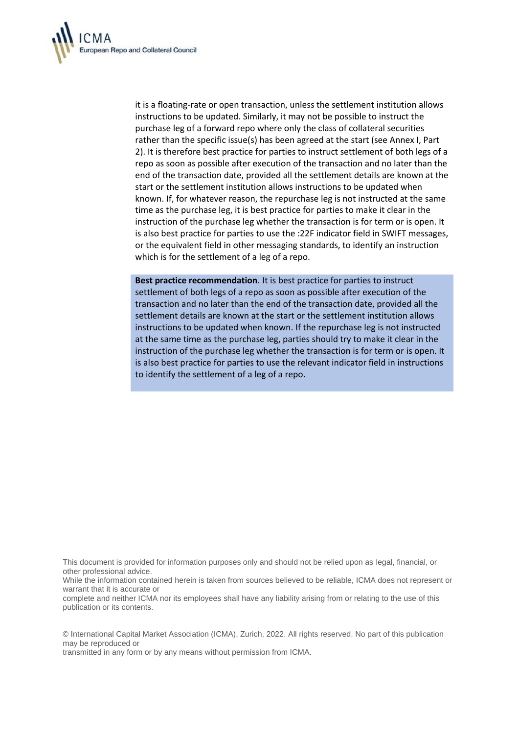it is a floating-rate or open transaction, unless the settlement institution allows instructions to be updated. Similarly, it may not be possible to instruct the purchase leg of a forward repo where only the class of collateral securities rather than the specific issue(s) has been agreed at the start (see Annex I, Part 2). It is therefore best practice for parties to instruct settlement of both legs of a repo as soon as possible after execution of the transaction and no later than the end of the transaction date, provided all the settlement details are known at the start or the settlement institution allows instructions to be updated when known. If, for whatever reason, the repurchase leg is not instructed at the same time as the purchase leg, it is best practice for parties to make it clear in the instruction of the purchase leg whether the transaction is for term or is open. It is also best practice for parties to use the :22F indicator field in SWIFT messages, or the equivalent field in other messaging standards, to identify an instruction which is for the settlement of a leg of a repo.

**Best practice recommendation**. It is best practice for parties to instruct settlement of both legs of a repo as soon as possible after execution of the transaction and no later than the end of the transaction date, provided all the settlement details are known at the start or the settlement institution allows instructions to be updated when known. If the repurchase leg is not instructed at the same time as the purchase leg, parties should try to make it clear in the instruction of the purchase leg whether the transaction is for term or is open. It is also best practice for parties to use the relevant indicator field in instructions to identify the settlement of a leg of a repo.

This document is provided for information purposes only and should not be relied upon as legal, financial, or other professional advice.
While the information contained herein is taken from sources believed to be reliable, ICMA does not represent or warrant that it is accurate or
complete and neither ICMA nor its employees shall have any liability arising from or relating to the use of this publication or its contents.

© International Capital Market Association (ICMA), Zurich, 2022. All rights reserved. No part of this publication may be reproduced or
transmitted in any form or by any means without permission from ICMA.